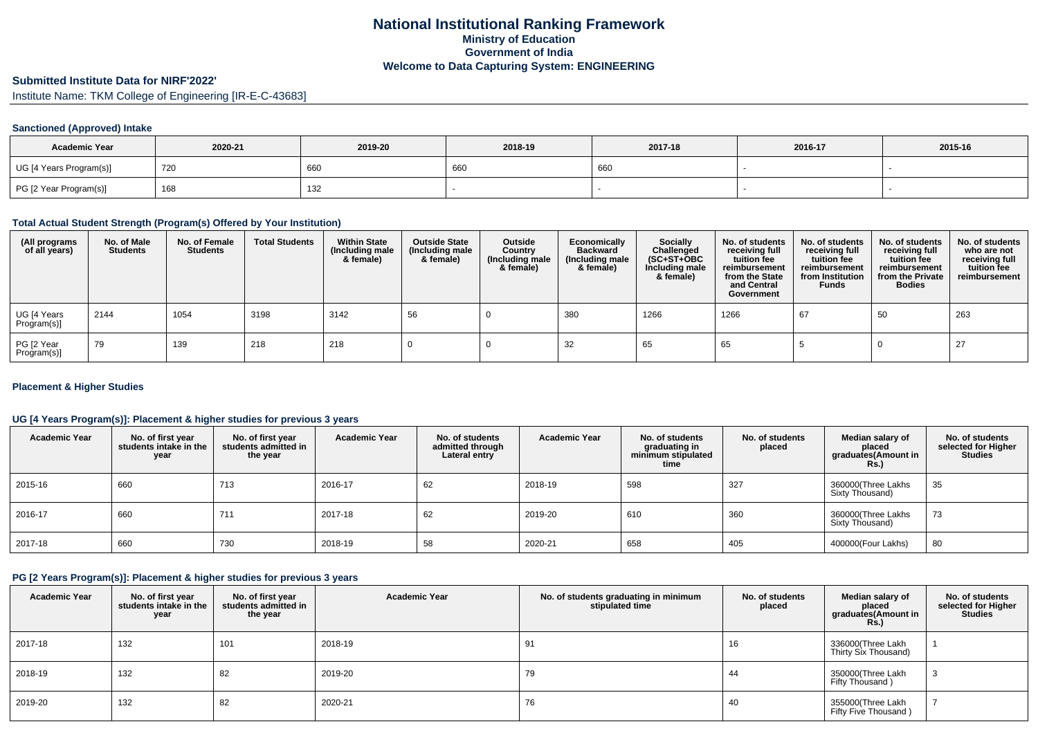# National Institutional Ranking Framework
## Ministry of Education
## Government of India
## Welcome to Data Capturing System: ENGINEERING

### Submitted Institute Data for NIRF'2022'

Institute Name: TKM College of Engineering [IR-E-C-43683]

#### Sanctioned (Approved) Intake

| Academic Year | 2020-21 | 2019-20 | 2018-19 | 2017-18 | 2016-17 | 2015-16 |
|---|---|---|---|---|---|---|
| UG [4 Years Program(s)] | 720 | 660 | 660 | 660 | - | - |
| PG [2 Year Program(s)] | 168 | 132 | - | - | - | - |

#### Total Actual Student Strength (Program(s) Offered by Your Institution)

| (All programs of all years) | No. of Male Students | No. of Female Students | Total Students | Within State (Including male & female) | Outside State (Including male & female) | Outside Country (Including male & female) | Economically Backward (Including male & female) | Socially Challenged (SC+ST+OBC Including male & female) | No. of students receiving full tuition fee reimbursement from the State and Central Government | No. of students receiving full tuition fee reimbursement from Institution Funds | No. of students receiving full tuition fee reimbursement from the Private Bodies | No. of students who are not receiving full tuition fee reimbursement |
|---|---|---|---|---|---|---|---|---|---|---|---|---|
| UG [4 Years Program(s)] | 2144 | 1054 | 3198 | 3142 | 56 | 0 | 380 | 1266 | 1266 | 67 | 50 | 263 |
| PG [2 Year Program(s)] | 79 | 139 | 218 | 218 | 0 | 0 | 32 | 65 | 65 | 5 | 0 | 27 |

#### Placement & Higher Studies

#### UG [4 Years Program(s)]: Placement & higher studies for previous 3 years

| Academic Year | No. of first year students intake in the year | No. of first year students admitted in the year | Academic Year | No. of students admitted through Lateral entry | Academic Year | No. of students graduating in minimum stipulated time | No. of students placed | Median salary of placed graduates(Amount in Rs.) | No. of students selected for Higher Studies |
|---|---|---|---|---|---|---|---|---|---|
| 2015-16 | 660 | 713 | 2016-17 | 62 | 2018-19 | 598 | 327 | 360000(Three Lakhs Sixty Thousand) | 35 |
| 2016-17 | 660 | 711 | 2017-18 | 62 | 2019-20 | 610 | 360 | 360000(Three Lakhs Sixty Thousand) | 73 |
| 2017-18 | 660 | 730 | 2018-19 | 58 | 2020-21 | 658 | 405 | 400000(Four Lakhs) | 80 |

#### PG [2 Years Program(s)]: Placement & higher studies for previous 3 years

| Academic Year | No. of first year students intake in the year | No. of first year students admitted in the year | Academic Year | No. of students graduating in minimum stipulated time | No. of students placed | Median salary of placed graduates(Amount in Rs.) | No. of students selected for Higher Studies |
|---|---|---|---|---|---|---|---|
| 2017-18 | 132 | 101 | 2018-19 | 91 | 16 | 336000(Three Lakh Thirty Six Thousand) | 1 |
| 2018-19 | 132 | 82 | 2019-20 | 79 | 44 | 350000(Three Lakh Fifty Thousand ) | 3 |
| 2019-20 | 132 | 82 | 2020-21 | 76 | 40 | 355000(Three Lakh Fifty Five Thousand ) | 7 |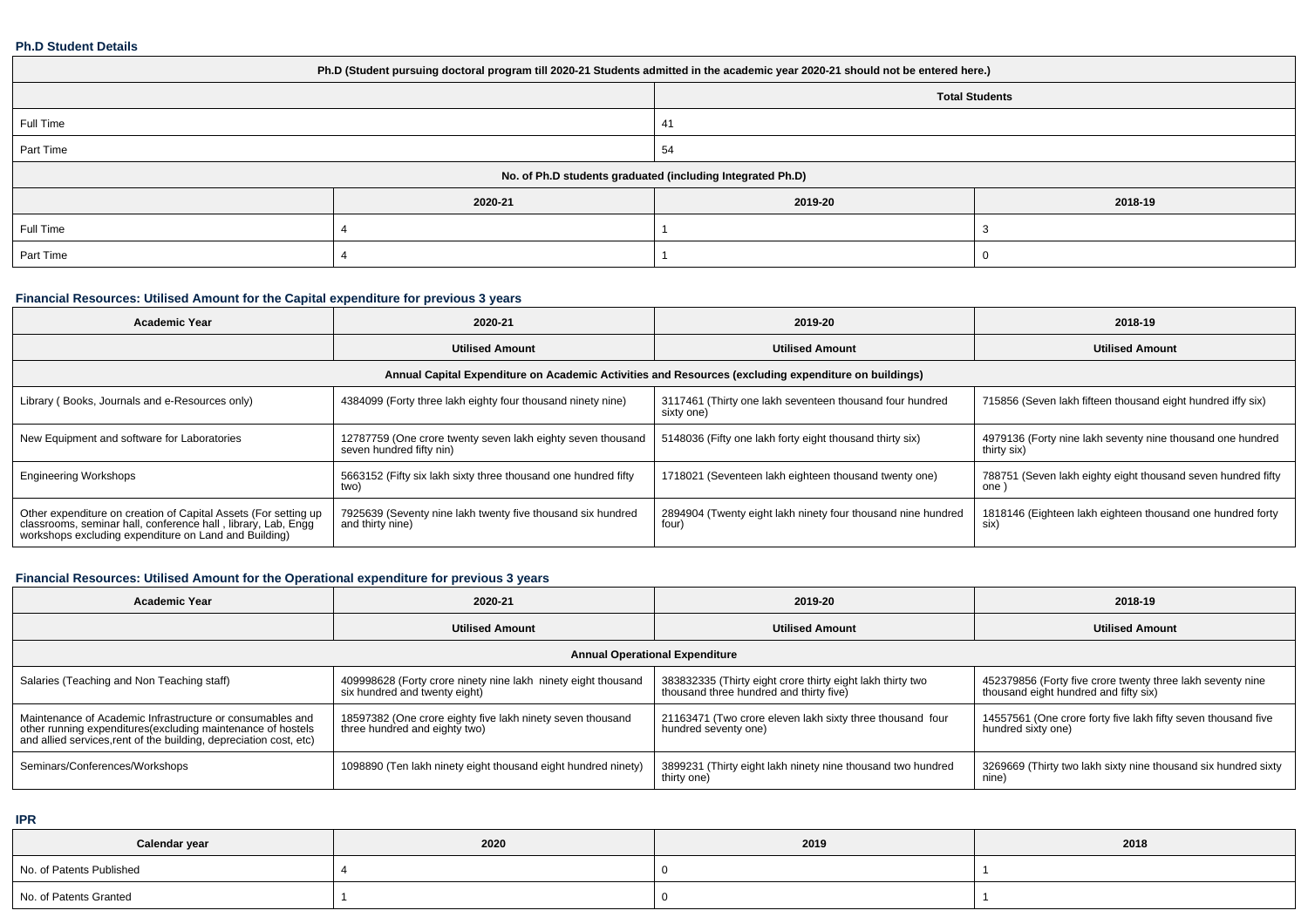### Ph.D Student Details

| Ph.D (Student pursuing doctoral program till 2020-21 Students admitted in the academic year 2020-21 should not be entered here.) | | | |
|---|---|---|---|
| | Total Students | | |
| Full Time | 41 | | |
| Part Time | 54 | | |
| No. of Ph.D students graduated (including Integrated Ph.D) | | | |
| | 2020-21 | 2019-20 | 2018-19 |
| Full Time | 4 | 1 | 3 |
| Part Time | 4 | 1 | 0 |

### Financial Resources: Utilised Amount for the Capital expenditure for previous 3 years

| Academic Year | 2020-21 | 2019-20 | 2018-19 |
|---|---|---|---|
| | Utilised Amount | Utilised Amount | Utilised Amount |
| Annual Capital Expenditure on Academic Activities and Resources (excluding expenditure on buildings) | | | |
| Library ( Books, Journals and e-Resources only) | 4384099 (Forty three lakh eighty four thousand ninety nine) | 3117461 (Thirty one lakh seventeen thousand four hundred sixty one) | 715856 (Seven lakh fifteen thousand eight hundred iffy six) |
| New Equipment and software for Laboratories | 12787759 (One crore twenty seven lakh eighty seven thousand seven hundred fifty nin) | 5148036 (Fifty one lakh forty eight thousand thirty six) | 4979136 (Forty nine lakh seventy nine thousand one hundred thirty six) |
| Engineering Workshops | 5663152 (Fifty six lakh sixty three thousand one hundred fifty two) | 1718021 (Seventeen lakh eighteen thousand twenty one) | 788751 (Seven lakh eighty eight thousand seven hundred fifty one ) |
| Other expenditure on creation of Capital Assets (For setting up classrooms, seminar hall, conference hall , library, Lab, Engg workshops excluding expenditure on Land and Building) | 7925639 (Seventy nine lakh twenty five thousand six hundred and thirty nine) | 2894904 (Twenty eight lakh ninety four thousand nine hundred four) | 1818146 (Eighteen lakh eighteen thousand one hundred forty six) |

### Financial Resources: Utilised Amount for the Operational expenditure for previous 3 years

| Academic Year | 2020-21 | 2019-20 | 2018-19 |
|---|---|---|---|
| | Utilised Amount | Utilised Amount | Utilised Amount |
| Annual Operational Expenditure | | | |
| Salaries (Teaching and Non Teaching staff) | 409998628 (Forty crore ninety nine lakh ninety eight thousand six hundred and twenty eight) | 383832335 (Thirty eight crore thirty eight lakh thirty two thousand three hundred and thirty five) | 452379856 (Forty five crore twenty three lakh seventy nine thousand eight hundred and fifty six) |
| Maintenance of Academic Infrastructure or consumables and other running expenditures(excluding maintenance of hostels and allied services,rent of the building, depreciation cost, etc) | 18597382 (One crore eighty five lakh ninety seven thousand three hundred and eighty two) | 21163471 (Two crore eleven lakh sixty three thousand four hundred seventy one) | 14557561 (One crore forty five lakh fifty seven thousand five hundred sixty one) |
| Seminars/Conferences/Workshops | 1098890 (Ten lakh ninety eight thousand eight hundred ninety) | 3899231 (Thirty eight lakh ninety nine thousand two hundred thirty one) | 3269669 (Thirty two lakh sixty nine thousand six hundred sixty nine) |

### IPR

| Calendar year | 2020 | 2019 | 2018 |
|---|---|---|---|
| No. of Patents Published | 4 | 0 | 1 |
| No. of Patents Granted | 1 | 0 | 1 |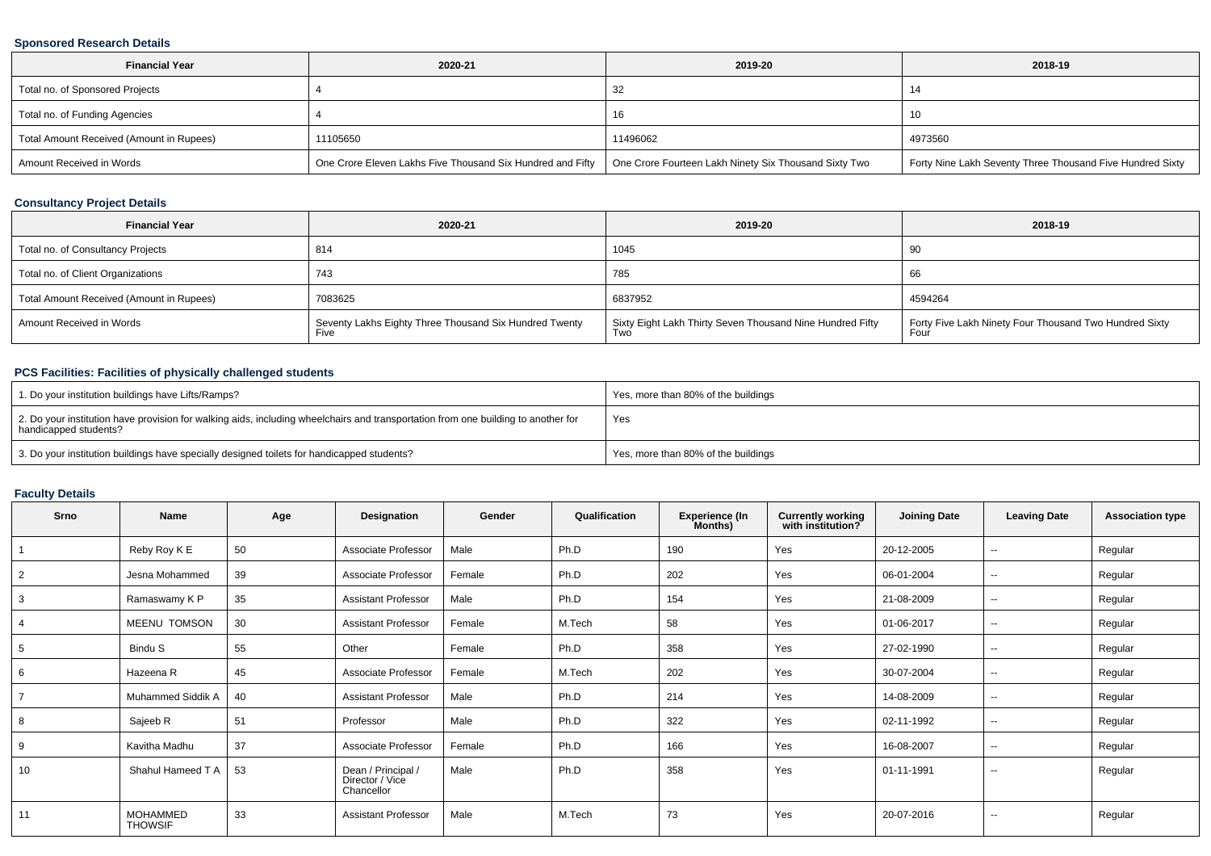### Sponsored Research Details

| Financial Year | 2020-21 | 2019-20 | 2018-19 |
|---|---|---|---|
| Total no. of Sponsored Projects | 4 | 32 | 14 |
| Total no. of Funding Agencies | 4 | 16 | 10 |
| Total Amount Received (Amount in Rupees) | 11105650 | 11496062 | 4973560 |
| Amount Received in Words | One Crore Eleven Lakhs Five Thousand Six Hundred and Fifty | One Crore Fourteen Lakh Ninety Six Thousand Sixty Two | Forty Nine Lakh Seventy Three Thousand Five Hundred Sixty |

### Consultancy Project Details

| Financial Year | 2020-21 | 2019-20 | 2018-19 |
|---|---|---|---|
| Total no. of Consultancy Projects | 814 | 1045 | 90 |
| Total no. of Client Organizations | 743 | 785 | 66 |
| Total Amount Received (Amount in Rupees) | 7083625 | 6837952 | 4594264 |
| Amount Received in Words | Seventy Lakhs Eighty Three Thousand Six Hundred Twenty Five | Sixty Eight Lakh Thirty Seven Thousand Nine Hundred Fifty Two | Forty Five Lakh Ninety Four Thousand Two Hundred Sixty Four |

### PCS Facilities: Facilities of physically challenged students

| | |
|---|---|
| 1. Do your institution buildings have Lifts/Ramps? | Yes, more than 80% of the buildings |
| 2. Do your institution have provision for walking aids, including wheelchairs and transportation from one building to another for handicapped students? | Yes |
| 3. Do your institution buildings have specially designed toilets for handicapped students? | Yes, more than 80% of the buildings |

### Faculty Details

| Srno | Name | Age | Designation | Gender | Qualification | Experience (In Months) | Currently working with institution? | Joining Date | Leaving Date | Association type |
|---|---|---|---|---|---|---|---|---|---|---|
| 1 | Reby Roy K E | 50 | Associate Professor | Male | Ph.D | 190 | Yes | 20-12-2005 | -- | Regular |
| 2 | Jesna Mohammed | 39 | Associate Professor | Female | Ph.D | 202 | Yes | 06-01-2004 | -- | Regular |
| 3 | Ramaswamy K P | 35 | Assistant Professor | Male | Ph.D | 154 | Yes | 21-08-2009 | -- | Regular |
| 4 | MEENU TOMSON | 30 | Assistant Professor | Female | M.Tech | 58 | Yes | 01-06-2017 | -- | Regular |
| 5 | Bindu S | 55 | Other | Female | Ph.D | 358 | Yes | 27-02-1990 | -- | Regular |
| 6 | Hazeena R | 45 | Associate Professor | Female | M.Tech | 202 | Yes | 30-07-2004 | -- | Regular |
| 7 | Muhammed Siddik A | 40 | Assistant Professor | Male | Ph.D | 214 | Yes | 14-08-2009 | -- | Regular |
| 8 | Sajeeb R | 51 | Professor | Male | Ph.D | 322 | Yes | 02-11-1992 | -- | Regular |
| 9 | Kavitha Madhu | 37 | Associate Professor | Female | Ph.D | 166 | Yes | 16-08-2007 | -- | Regular |
| 10 | Shahul Hameed T A | 53 | Dean / Principal / Director / Vice Chancellor | Male | Ph.D | 358 | Yes | 01-11-1991 | -- | Regular |
| 11 | MOHAMMED THOWSIF | 33 | Assistant Professor | Male | M.Tech | 73 | Yes | 20-07-2016 | -- | Regular |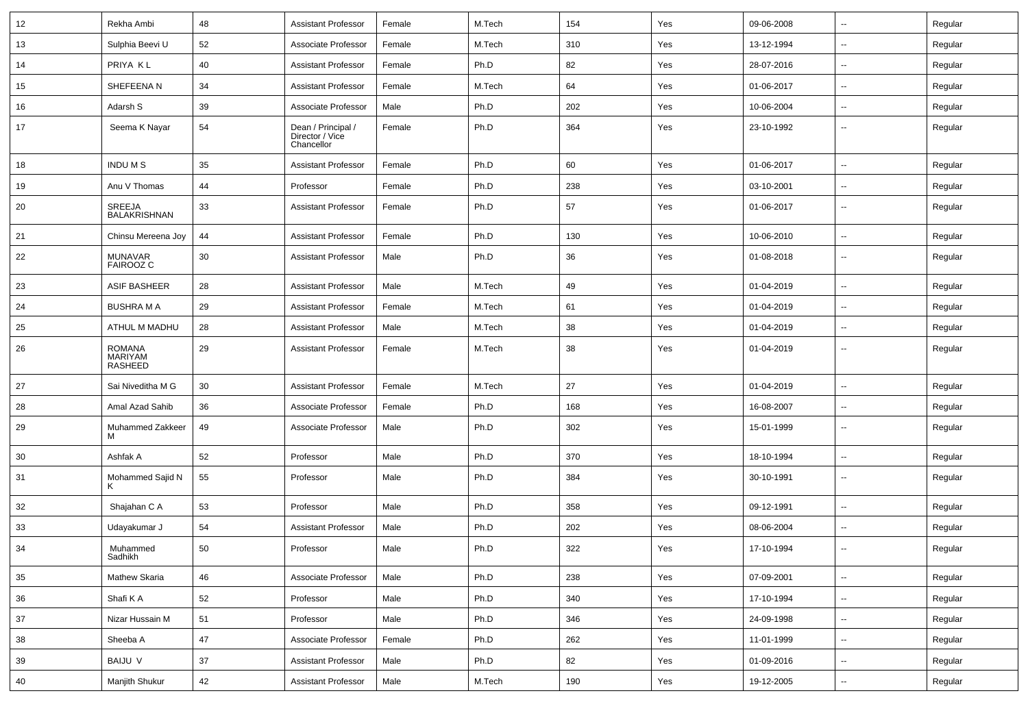| 12 | Rekha Ambi | 48 | Assistant Professor | Female | M.Tech | 154 | Yes | 09-06-2008 | -- | Regular |
|---|---|---|---|---|---|---|---|---|---|---|
| 13 | Sulphia Beevi U | 52 | Associate Professor | Female | M.Tech | 310 | Yes | 13-12-1994 | -- | Regular |
| 14 | PRIYA K L | 40 | Assistant Professor | Female | Ph.D | 82 | Yes | 28-07-2016 | -- | Regular |
| 15 | SHEFEENA N | 34 | Assistant Professor | Female | M.Tech | 64 | Yes | 01-06-2017 | -- | Regular |
| 16 | Adarsh S | 39 | Associate Professor | Male | Ph.D | 202 | Yes | 10-06-2004 | -- | Regular |
| 17 | Seema K Nayar | 54 | Dean / Principal / Director / Vice Chancellor | Female | Ph.D | 364 | Yes | 23-10-1992 | -- | Regular |
| 18 | INDU M S | 35 | Assistant Professor | Female | Ph.D | 60 | Yes | 01-06-2017 | -- | Regular |
| 19 | Anu V Thomas | 44 | Professor | Female | Ph.D | 238 | Yes | 03-10-2001 | -- | Regular |
| 20 | SREEJA BALAKRISHNAN | 33 | Assistant Professor | Female | Ph.D | 57 | Yes | 01-06-2017 | -- | Regular |
| 21 | Chinsu Mereena Joy | 44 | Assistant Professor | Female | Ph.D | 130 | Yes | 10-06-2010 | -- | Regular |
| 22 | MUNAVAR FAIROOZ C | 30 | Assistant Professor | Male | Ph.D | 36 | Yes | 01-08-2018 | -- | Regular |
| 23 | ASIF BASHEER | 28 | Assistant Professor | Male | M.Tech | 49 | Yes | 01-04-2019 | -- | Regular |
| 24 | BUSHRA M A | 29 | Assistant Professor | Female | M.Tech | 61 | Yes | 01-04-2019 | -- | Regular |
| 25 | ATHUL M MADHU | 28 | Assistant Professor | Male | M.Tech | 38 | Yes | 01-04-2019 | -- | Regular |
| 26 | ROMANA MARIYAM RASHEED | 29 | Assistant Professor | Female | M.Tech | 38 | Yes | 01-04-2019 | -- | Regular |
| 27 | Sai Niveditha M G | 30 | Assistant Professor | Female | M.Tech | 27 | Yes | 01-04-2019 | -- | Regular |
| 28 | Amal Azad Sahib | 36 | Associate Professor | Female | Ph.D | 168 | Yes | 16-08-2007 | -- | Regular |
| 29 | Muhammed Zakkeer M | 49 | Associate Professor | Male | Ph.D | 302 | Yes | 15-01-1999 | -- | Regular |
| 30 | Ashfak A | 52 | Professor | Male | Ph.D | 370 | Yes | 18-10-1994 | -- | Regular |
| 31 | Mohammed Sajid N K | 55 | Professor | Male | Ph.D | 384 | Yes | 30-10-1991 | -- | Regular |
| 32 | Shajahan C A | 53 | Professor | Male | Ph.D | 358 | Yes | 09-12-1991 | -- | Regular |
| 33 | Udayakumar J | 54 | Assistant Professor | Male | Ph.D | 202 | Yes | 08-06-2004 | -- | Regular |
| 34 | Muhammed Sadhikh | 50 | Professor | Male | Ph.D | 322 | Yes | 17-10-1994 | -- | Regular |
| 35 | Mathew Skaria | 46 | Associate Professor | Male | Ph.D | 238 | Yes | 07-09-2001 | -- | Regular |
| 36 | Shafi K A | 52 | Professor | Male | Ph.D | 340 | Yes | 17-10-1994 | -- | Regular |
| 37 | Nizar Hussain M | 51 | Professor | Male | Ph.D | 346 | Yes | 24-09-1998 | -- | Regular |
| 38 | Sheeba A | 47 | Associate Professor | Female | Ph.D | 262 | Yes | 11-01-1999 | -- | Regular |
| 39 | BAIJU V | 37 | Assistant Professor | Male | Ph.D | 82 | Yes | 01-09-2016 | -- | Regular |
| 40 | Manjith Shukur | 42 | Assistant Professor | Male | M.Tech | 190 | Yes | 19-12-2005 | -- | Regular |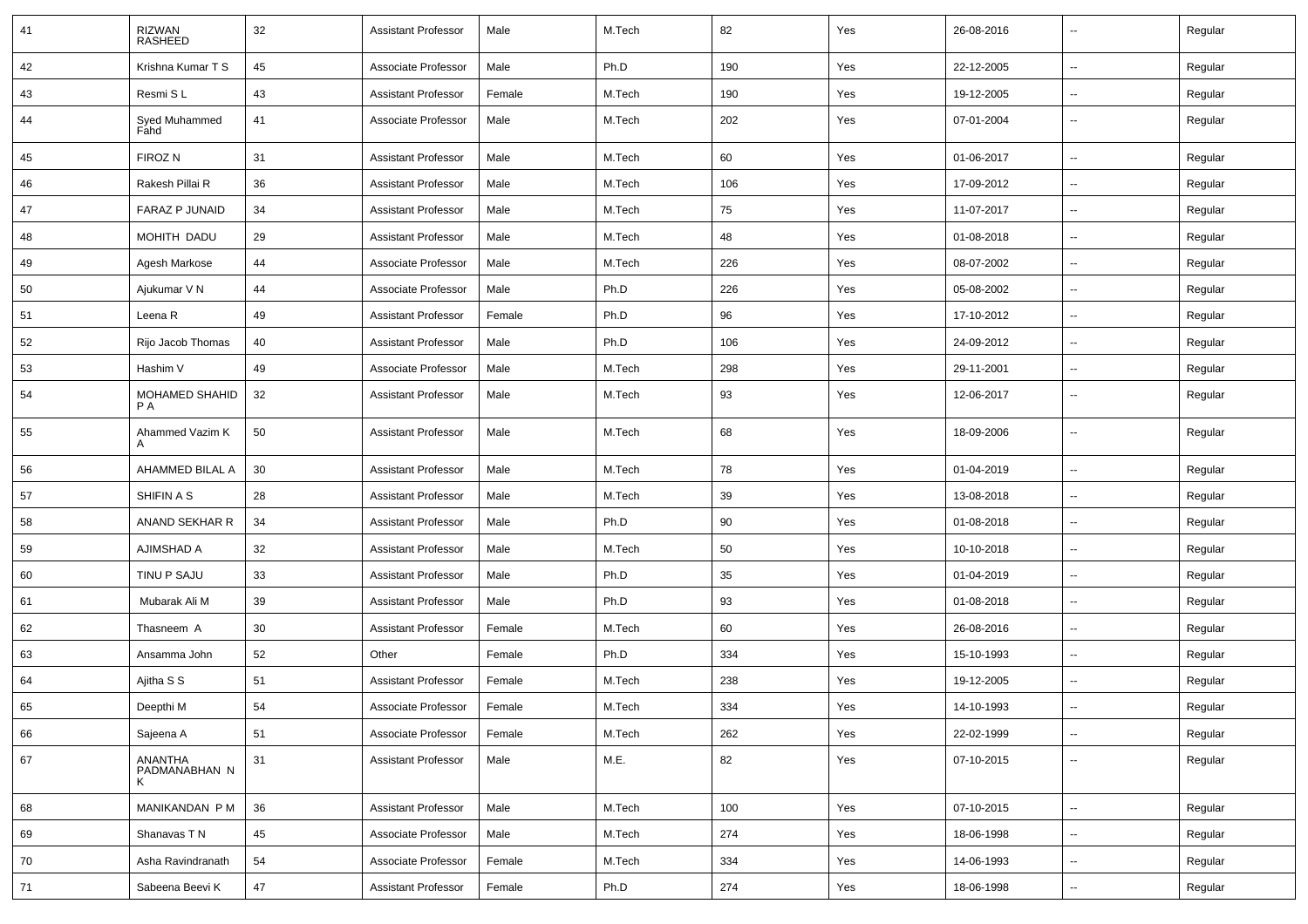| 41 | RIZWAN RASHEED | 32 | Assistant Professor | Male | M.Tech | 82 | Yes | 26-08-2016 | -- | Regular |
|---|---|---|---|---|---|---|---|---|---|---|
| 42 | Krishna Kumar T S | 45 | Associate Professor | Male | Ph.D | 190 | Yes | 22-12-2005 | -- | Regular |
| 43 | Resmi S L | 43 | Assistant Professor | Female | M.Tech | 190 | Yes | 19-12-2005 | -- | Regular |
| 44 | Syed Muhammed Fahd | 41 | Associate Professor | Male | M.Tech | 202 | Yes | 07-01-2004 | -- | Regular |
| 45 | FIROZ N | 31 | Assistant Professor | Male | M.Tech | 60 | Yes | 01-06-2017 | -- | Regular |
| 46 | Rakesh Pillai R | 36 | Assistant Professor | Male | M.Tech | 106 | Yes | 17-09-2012 | -- | Regular |
| 47 | FARAZ P JUNAID | 34 | Assistant Professor | Male | M.Tech | 75 | Yes | 11-07-2017 | -- | Regular |
| 48 | MOHITH DADU | 29 | Assistant Professor | Male | M.Tech | 48 | Yes | 01-08-2018 | -- | Regular |
| 49 | Agesh Markose | 44 | Associate Professor | Male | M.Tech | 226 | Yes | 08-07-2002 | -- | Regular |
| 50 | Ajukumar V N | 44 | Associate Professor | Male | Ph.D | 226 | Yes | 05-08-2002 | -- | Regular |
| 51 | Leena R | 49 | Assistant Professor | Female | Ph.D | 96 | Yes | 17-10-2012 | -- | Regular |
| 52 | Rijo Jacob Thomas | 40 | Assistant Professor | Male | Ph.D | 106 | Yes | 24-09-2012 | -- | Regular |
| 53 | Hashim V | 49 | Associate Professor | Male | M.Tech | 298 | Yes | 29-11-2001 | -- | Regular |
| 54 | MOHAMED SHAHID P A | 32 | Assistant Professor | Male | M.Tech | 93 | Yes | 12-06-2017 | -- | Regular |
| 55 | Ahammed Vazim K A | 50 | Assistant Professor | Male | M.Tech | 68 | Yes | 18-09-2006 | -- | Regular |
| 56 | AHAMMED BILAL A | 30 | Assistant Professor | Male | M.Tech | 78 | Yes | 01-04-2019 | -- | Regular |
| 57 | SHIFIN A S | 28 | Assistant Professor | Male | M.Tech | 39 | Yes | 13-08-2018 | -- | Regular |
| 58 | ANAND SEKHAR R | 34 | Assistant Professor | Male | Ph.D | 90 | Yes | 01-08-2018 | -- | Regular |
| 59 | AJIMSHAD A | 32 | Assistant Professor | Male | M.Tech | 50 | Yes | 10-10-2018 | -- | Regular |
| 60 | TINU P SAJU | 33 | Assistant Professor | Male | Ph.D | 35 | Yes | 01-04-2019 | -- | Regular |
| 61 | Mubarak Ali M | 39 | Assistant Professor | Male | Ph.D | 93 | Yes | 01-08-2018 | -- | Regular |
| 62 | Thasneem A | 30 | Assistant Professor | Female | M.Tech | 60 | Yes | 26-08-2016 | -- | Regular |
| 63 | Ansamma John | 52 | Other | Female | Ph.D | 334 | Yes | 15-10-1993 | -- | Regular |
| 64 | Ajitha S S | 51 | Assistant Professor | Female | M.Tech | 238 | Yes | 19-12-2005 | -- | Regular |
| 65 | Deepthi M | 54 | Associate Professor | Female | M.Tech | 334 | Yes | 14-10-1993 | -- | Regular |
| 66 | Sajeena A | 51 | Associate Professor | Female | M.Tech | 262 | Yes | 22-02-1999 | -- | Regular |
| 67 | ANANTHA PADMANABHAN N K | 31 | Assistant Professor | Male | M.E. | 82 | Yes | 07-10-2015 | -- | Regular |
| 68 | MANIKANDAN P M | 36 | Assistant Professor | Male | M.Tech | 100 | Yes | 07-10-2015 | -- | Regular |
| 69 | Shanavas T N | 45 | Associate Professor | Male | M.Tech | 274 | Yes | 18-06-1998 | -- | Regular |
| 70 | Asha Ravindranath | 54 | Associate Professor | Female | M.Tech | 334 | Yes | 14-06-1993 | -- | Regular |
| 71 | Sabeena Beevi K | 47 | Assistant Professor | Female | Ph.D | 274 | Yes | 18-06-1998 | -- | Regular |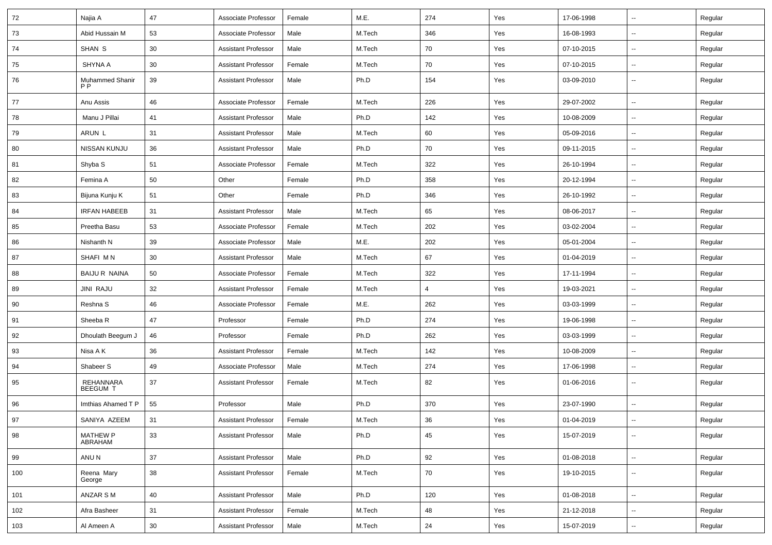| 72 | Najia A | 47 | Associate Professor | Female | M.E. | 274 | Yes | 17-06-1998 | -- | Regular |
|---|---|---|---|---|---|---|---|---|---|---|
| 73 | Abid Hussain M | 53 | Associate Professor | Male | M.Tech | 346 | Yes | 16-08-1993 | -- | Regular |
| 74 | SHAN S | 30 | Assistant Professor | Male | M.Tech | 70 | Yes | 07-10-2015 | -- | Regular |
| 75 | SHYNA A | 30 | Assistant Professor | Female | M.Tech | 70 | Yes | 07-10-2015 | -- | Regular |
| 76 | Muhammed Shanir P P | 39 | Assistant Professor | Male | Ph.D | 154 | Yes | 03-09-2010 | -- | Regular |
| 77 | Anu Assis | 46 | Associate Professor | Female | M.Tech | 226 | Yes | 29-07-2002 | -- | Regular |
| 78 | Manu J Pillai | 41 | Assistant Professor | Male | Ph.D | 142 | Yes | 10-08-2009 | -- | Regular |
| 79 | ARUN L | 31 | Assistant Professor | Male | M.Tech | 60 | Yes | 05-09-2016 | -- | Regular |
| 80 | NISSAN KUNJU | 36 | Assistant Professor | Male | Ph.D | 70 | Yes | 09-11-2015 | -- | Regular |
| 81 | Shyba S | 51 | Associate Professor | Female | M.Tech | 322 | Yes | 26-10-1994 | -- | Regular |
| 82 | Femina A | 50 | Other | Female | Ph.D | 358 | Yes | 20-12-1994 | -- | Regular |
| 83 | Bijuna Kunju K | 51 | Other | Female | Ph.D | 346 | Yes | 26-10-1992 | -- | Regular |
| 84 | IRFAN HABEEB | 31 | Assistant Professor | Male | M.Tech | 65 | Yes | 08-06-2017 | -- | Regular |
| 85 | Preetha Basu | 53 | Associate Professor | Female | M.Tech | 202 | Yes | 03-02-2004 | -- | Regular |
| 86 | Nishanth N | 39 | Associate Professor | Male | M.E. | 202 | Yes | 05-01-2004 | -- | Regular |
| 87 | SHAFI M N | 30 | Assistant Professor | Male | M.Tech | 67 | Yes | 01-04-2019 | -- | Regular |
| 88 | BAIJU R NAINA | 50 | Associate Professor | Female | M.Tech | 322 | Yes | 17-11-1994 | -- | Regular |
| 89 | JINI RAJU | 32 | Assistant Professor | Female | M.Tech | 4 | Yes | 19-03-2021 | -- | Regular |
| 90 | Reshna S | 46 | Associate Professor | Female | M.E. | 262 | Yes | 03-03-1999 | -- | Regular |
| 91 | Sheeba R | 47 | Professor | Female | Ph.D | 274 | Yes | 19-06-1998 | -- | Regular |
| 92 | Dhoulath Beegum J | 46 | Professor | Female | Ph.D | 262 | Yes | 03-03-1999 | -- | Regular |
| 93 | Nisa A K | 36 | Assistant Professor | Female | M.Tech | 142 | Yes | 10-08-2009 | -- | Regular |
| 94 | Shabeer S | 49 | Associate Professor | Male | M.Tech | 274 | Yes | 17-06-1998 | -- | Regular |
| 95 | REHANNARA BEEGUM T | 37 | Assistant Professor | Female | M.Tech | 82 | Yes | 01-06-2016 | -- | Regular |
| 96 | Imthias Ahamed T P | 55 | Professor | Male | Ph.D | 370 | Yes | 23-07-1990 | -- | Regular |
| 97 | SANIYA AZEEM | 31 | Assistant Professor | Female | M.Tech | 36 | Yes | 01-04-2019 | -- | Regular |
| 98 | MATHEW P ABRAHAM | 33 | Assistant Professor | Male | Ph.D | 45 | Yes | 15-07-2019 | -- | Regular |
| 99 | ANU N | 37 | Assistant Professor | Male | Ph.D | 92 | Yes | 01-08-2018 | -- | Regular |
| 100 | Reena Mary George | 38 | Assistant Professor | Female | M.Tech | 70 | Yes | 19-10-2015 | -- | Regular |
| 101 | ANZAR S M | 40 | Assistant Professor | Male | Ph.D | 120 | Yes | 01-08-2018 | -- | Regular |
| 102 | Afra Basheer | 31 | Assistant Professor | Female | M.Tech | 48 | Yes | 21-12-2018 | -- | Regular |
| 103 | Al Ameen A | 30 | Assistant Professor | Male | M.Tech | 24 | Yes | 15-07-2019 | -- | Regular |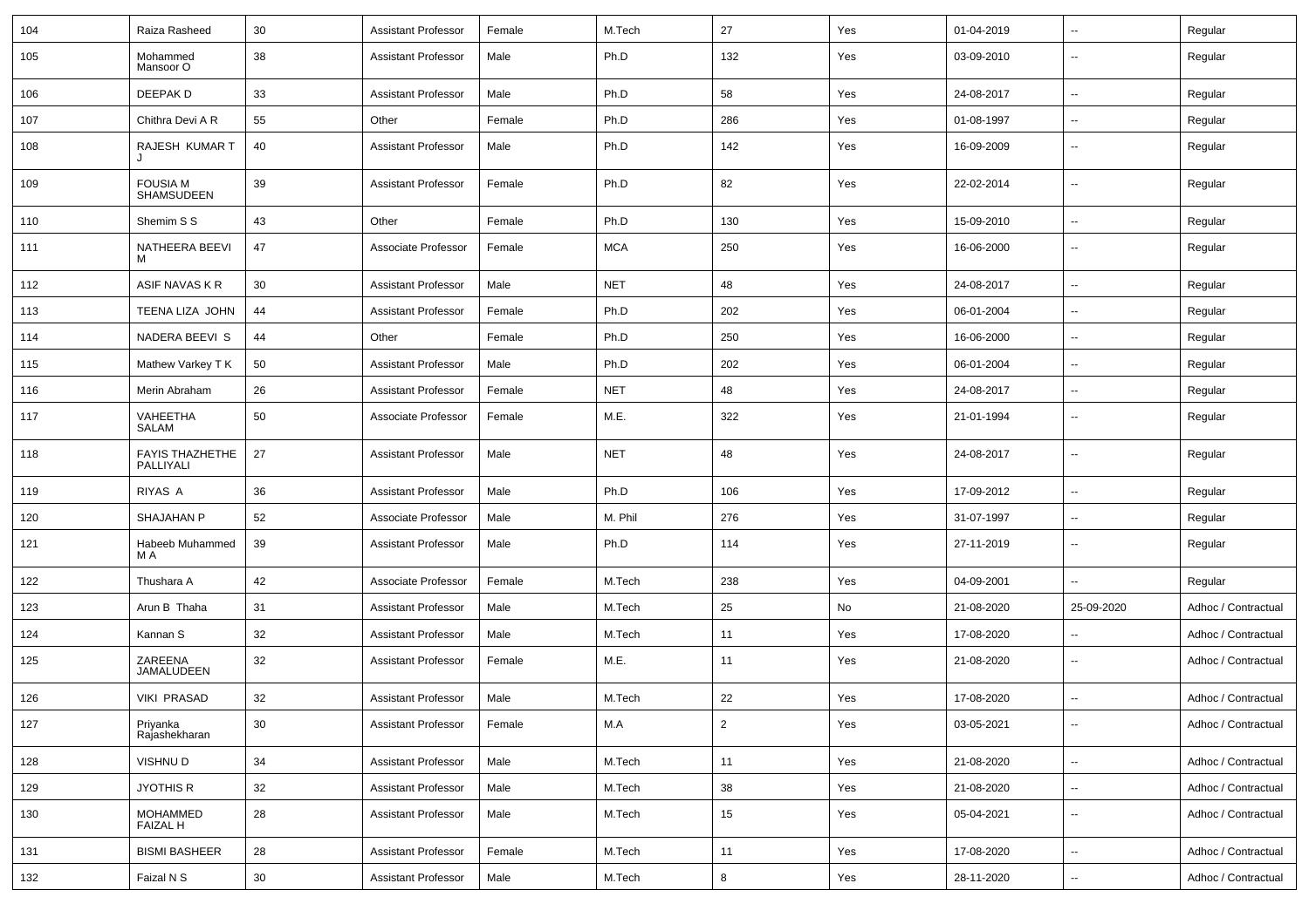| 104 | Raiza Rasheed | 30 | Assistant Professor | Female | M.Tech | 27 | Yes | 01-04-2019 | -- | Regular |
|---|---|---|---|---|---|---|---|---|---|---|
| 105 | Mohammed Mansoor O | 38 | Assistant Professor | Male | Ph.D | 132 | Yes | 03-09-2010 | -- | Regular |
| 106 | DEEPAK D | 33 | Assistant Professor | Male | Ph.D | 58 | Yes | 24-08-2017 | -- | Regular |
| 107 | Chithra Devi A R | 55 | Other | Female | Ph.D | 286 | Yes | 01-08-1997 | -- | Regular |
| 108 | RAJESH KUMAR T J | 40 | Assistant Professor | Male | Ph.D | 142 | Yes | 16-09-2009 | -- | Regular |
| 109 | FOUSIA M SHAMSUDEEN | 39 | Assistant Professor | Female | Ph.D | 82 | Yes | 22-02-2014 | -- | Regular |
| 110 | Shemim S S | 43 | Other | Female | Ph.D | 130 | Yes | 15-09-2010 | -- | Regular |
| 111 | NATHEERA BEEVI M | 47 | Associate Professor | Female | MCA | 250 | Yes | 16-06-2000 | -- | Regular |
| 112 | ASIF NAVAS K R | 30 | Assistant Professor | Male | NET | 48 | Yes | 24-08-2017 | -- | Regular |
| 113 | TEENA LIZA JOHN | 44 | Assistant Professor | Female | Ph.D | 202 | Yes | 06-01-2004 | -- | Regular |
| 114 | NADERA BEEVI S | 44 | Other | Female | Ph.D | 250 | Yes | 16-06-2000 | -- | Regular |
| 115 | Mathew Varkey T K | 50 | Assistant Professor | Male | Ph.D | 202 | Yes | 06-01-2004 | -- | Regular |
| 116 | Merin Abraham | 26 | Assistant Professor | Female | NET | 48 | Yes | 24-08-2017 | -- | Regular |
| 117 | VAHEETHA SALAM | 50 | Associate Professor | Female | M.E. | 322 | Yes | 21-01-1994 | -- | Regular |
| 118 | FAYIS THAZHETHE PALLIYALI | 27 | Assistant Professor | Male | NET | 48 | Yes | 24-08-2017 | -- | Regular |
| 119 | RIYAS A | 36 | Assistant Professor | Male | Ph.D | 106 | Yes | 17-09-2012 | -- | Regular |
| 120 | SHAJAHAN P | 52 | Associate Professor | Male | M. Phil | 276 | Yes | 31-07-1997 | -- | Regular |
| 121 | Habeeb Muhammed M A | 39 | Assistant Professor | Male | Ph.D | 114 | Yes | 27-11-2019 | -- | Regular |
| 122 | Thushara A | 42 | Associate Professor | Female | M.Tech | 238 | Yes | 04-09-2001 | -- | Regular |
| 123 | Arun B Thaha | 31 | Assistant Professor | Male | M.Tech | 25 | No | 21-08-2020 | 25-09-2020 | Adhoc / Contractual |
| 124 | Kannan S | 32 | Assistant Professor | Male | M.Tech | 11 | Yes | 17-08-2020 | -- | Adhoc / Contractual |
| 125 | ZAREENA JAMALUDEEN | 32 | Assistant Professor | Female | M.E. | 11 | Yes | 21-08-2020 | -- | Adhoc / Contractual |
| 126 | VIKI PRASAD | 32 | Assistant Professor | Male | M.Tech | 22 | Yes | 17-08-2020 | -- | Adhoc / Contractual |
| 127 | Priyanka Rajashekharan | 30 | Assistant Professor | Female | M.A | 2 | Yes | 03-05-2021 | -- | Adhoc / Contractual |
| 128 | VISHNU D | 34 | Assistant Professor | Male | M.Tech | 11 | Yes | 21-08-2020 | -- | Adhoc / Contractual |
| 129 | JYOTHIS R | 32 | Assistant Professor | Male | M.Tech | 38 | Yes | 21-08-2020 | -- | Adhoc / Contractual |
| 130 | MOHAMMED FAIZAL H | 28 | Assistant Professor | Male | M.Tech | 15 | Yes | 05-04-2021 | -- | Adhoc / Contractual |
| 131 | BISMI BASHEER | 28 | Assistant Professor | Female | M.Tech | 11 | Yes | 17-08-2020 | -- | Adhoc / Contractual |
| 132 | Faizal N S | 30 | Assistant Professor | Male | M.Tech | 8 | Yes | 28-11-2020 | -- | Adhoc / Contractual |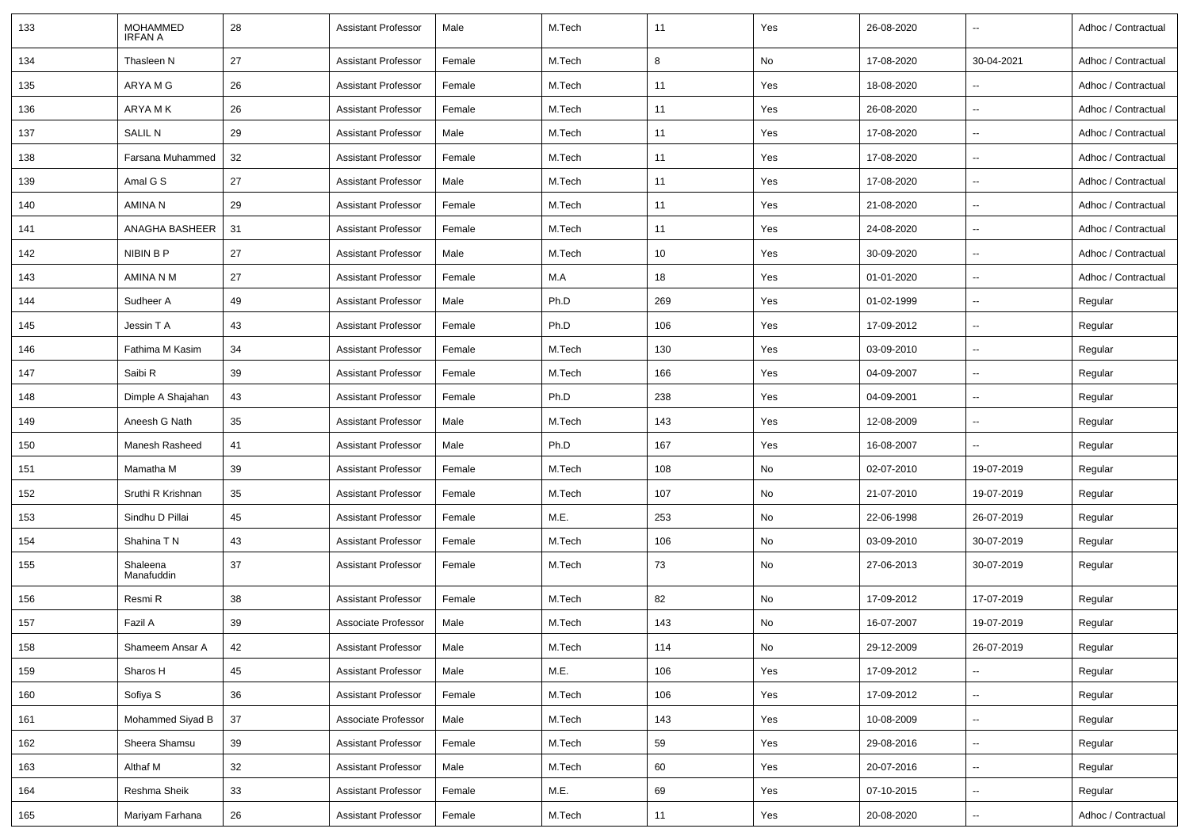| 133 | MOHAMMED IRFAN A | 28 | Assistant Professor | Male | M.Tech | 11 | Yes | 26-08-2020 | -- | Adhoc / Contractual |
|---|---|---|---|---|---|---|---|---|---|---|
| 134 | Thasleen N | 27 | Assistant Professor | Female | M.Tech | 8 | No | 17-08-2020 | 30-04-2021 | Adhoc / Contractual |
| 135 | ARYA M G | 26 | Assistant Professor | Female | M.Tech | 11 | Yes | 18-08-2020 | -- | Adhoc / Contractual |
| 136 | ARYA M K | 26 | Assistant Professor | Female | M.Tech | 11 | Yes | 26-08-2020 | -- | Adhoc / Contractual |
| 137 | SALIL N | 29 | Assistant Professor | Male | M.Tech | 11 | Yes | 17-08-2020 | -- | Adhoc / Contractual |
| 138 | Farsana Muhammed | 32 | Assistant Professor | Female | M.Tech | 11 | Yes | 17-08-2020 | -- | Adhoc / Contractual |
| 139 | Amal G S | 27 | Assistant Professor | Male | M.Tech | 11 | Yes | 17-08-2020 | -- | Adhoc / Contractual |
| 140 | AMINA N | 29 | Assistant Professor | Female | M.Tech | 11 | Yes | 21-08-2020 | -- | Adhoc / Contractual |
| 141 | ANAGHA BASHEER | 31 | Assistant Professor | Female | M.Tech | 11 | Yes | 24-08-2020 | -- | Adhoc / Contractual |
| 142 | NIBIN B P | 27 | Assistant Professor | Male | M.Tech | 10 | Yes | 30-09-2020 | -- | Adhoc / Contractual |
| 143 | AMINA N M | 27 | Assistant Professor | Female | M.A | 18 | Yes | 01-01-2020 | -- | Adhoc / Contractual |
| 144 | Sudheer A | 49 | Assistant Professor | Male | Ph.D | 269 | Yes | 01-02-1999 | -- | Regular |
| 145 | Jessin T A | 43 | Assistant Professor | Female | Ph.D | 106 | Yes | 17-09-2012 | -- | Regular |
| 146 | Fathima M Kasim | 34 | Assistant Professor | Female | M.Tech | 130 | Yes | 03-09-2010 | -- | Regular |
| 147 | Saibi R | 39 | Assistant Professor | Female | M.Tech | 166 | Yes | 04-09-2007 | -- | Regular |
| 148 | Dimple A Shajahan | 43 | Assistant Professor | Female | Ph.D | 238 | Yes | 04-09-2001 | -- | Regular |
| 149 | Aneesh G Nath | 35 | Assistant Professor | Male | M.Tech | 143 | Yes | 12-08-2009 | -- | Regular |
| 150 | Manesh Rasheed | 41 | Assistant Professor | Male | Ph.D | 167 | Yes | 16-08-2007 | -- | Regular |
| 151 | Mamatha M | 39 | Assistant Professor | Female | M.Tech | 108 | No | 02-07-2010 | 19-07-2019 | Regular |
| 152 | Sruthi R Krishnan | 35 | Assistant Professor | Female | M.Tech | 107 | No | 21-07-2010 | 19-07-2019 | Regular |
| 153 | Sindhu D Pillai | 45 | Assistant Professor | Female | M.E. | 253 | No | 22-06-1998 | 26-07-2019 | Regular |
| 154 | Shahina T N | 43 | Assistant Professor | Female | M.Tech | 106 | No | 03-09-2010 | 30-07-2019 | Regular |
| 155 | Shaleena Manafuddin | 37 | Assistant Professor | Female | M.Tech | 73 | No | 27-06-2013 | 30-07-2019 | Regular |
| 156 | Resmi R | 38 | Assistant Professor | Female | M.Tech | 82 | No | 17-09-2012 | 17-07-2019 | Regular |
| 157 | Fazil A | 39 | Associate Professor | Male | M.Tech | 143 | No | 16-07-2007 | 19-07-2019 | Regular |
| 158 | Shameem Ansar A | 42 | Assistant Professor | Male | M.Tech | 114 | No | 29-12-2009 | 26-07-2019 | Regular |
| 159 | Sharos H | 45 | Assistant Professor | Male | M.E. | 106 | Yes | 17-09-2012 | -- | Regular |
| 160 | Sofiya S | 36 | Assistant Professor | Female | M.Tech | 106 | Yes | 17-09-2012 | -- | Regular |
| 161 | Mohammed Siyad B | 37 | Associate Professor | Male | M.Tech | 143 | Yes | 10-08-2009 | -- | Regular |
| 162 | Sheera Shamsu | 39 | Assistant Professor | Female | M.Tech | 59 | Yes | 29-08-2016 | -- | Regular |
| 163 | Althaf M | 32 | Assistant Professor | Male | M.Tech | 60 | Yes | 20-07-2016 | -- | Regular |
| 164 | Reshma Sheik | 33 | Assistant Professor | Female | M.E. | 69 | Yes | 07-10-2015 | -- | Regular |
| 165 | Mariyam Farhana | 26 | Assistant Professor | Female | M.Tech | 11 | Yes | 20-08-2020 | -- | Adhoc / Contractual |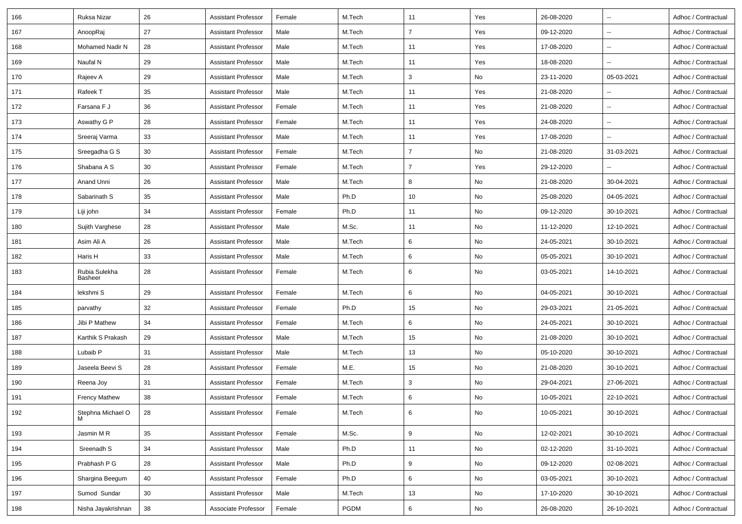| 166 | Ruksa Nizar | 26 | Assistant Professor | Female | M.Tech | 11 | Yes | 26-08-2020 | -- | Adhoc / Contractual |
|---|---|---|---|---|---|---|---|---|---|---|
| 167 | AnoopRaj | 27 | Assistant Professor | Male | M.Tech | 7 | Yes | 09-12-2020 | -- | Adhoc / Contractual |
| 168 | Mohamed Nadir N | 28 | Assistant Professor | Male | M.Tech | 11 | Yes | 17-08-2020 | -- | Adhoc / Contractual |
| 169 | Naufal N | 29 | Assistant Professor | Male | M.Tech | 11 | Yes | 18-08-2020 | -- | Adhoc / Contractual |
| 170 | Rajeev A | 29 | Assistant Professor | Male | M.Tech | 3 | No | 23-11-2020 | 05-03-2021 | Adhoc / Contractual |
| 171 | Rafeek T | 35 | Assistant Professor | Male | M.Tech | 11 | Yes | 21-08-2020 | -- | Adhoc / Contractual |
| 172 | Farsana F J | 36 | Assistant Professor | Female | M.Tech | 11 | Yes | 21-08-2020 | -- | Adhoc / Contractual |
| 173 | Aswathy G P | 28 | Assistant Professor | Female | M.Tech | 11 | Yes | 24-08-2020 | -- | Adhoc / Contractual |
| 174 | Sreeraj Varma | 33 | Assistant Professor | Male | M.Tech | 11 | Yes | 17-08-2020 | -- | Adhoc / Contractual |
| 175 | Sreegadha G S | 30 | Assistant Professor | Female | M.Tech | 7 | No | 21-08-2020 | 31-03-2021 | Adhoc / Contractual |
| 176 | Shabana A S | 30 | Assistant Professor | Female | M.Tech | 7 | Yes | 29-12-2020 | -- | Adhoc / Contractual |
| 177 | Anand Unni | 26 | Assistant Professor | Male | M.Tech | 8 | No | 21-08-2020 | 30-04-2021 | Adhoc / Contractual |
| 178 | Sabarinath S | 35 | Assistant Professor | Male | Ph.D | 10 | No | 25-08-2020 | 04-05-2021 | Adhoc / Contractual |
| 179 | Liji john | 34 | Assistant Professor | Female | Ph.D | 11 | No | 09-12-2020 | 30-10-2021 | Adhoc / Contractual |
| 180 | Sujith Varghese | 28 | Assistant Professor | Male | M.Sc. | 11 | No | 11-12-2020 | 12-10-2021 | Adhoc / Contractual |
| 181 | Asim Ali A | 26 | Assistant Professor | Male | M.Tech | 6 | No | 24-05-2021 | 30-10-2021 | Adhoc / Contractual |
| 182 | Haris H | 33 | Assistant Professor | Male | M.Tech | 6 | No | 05-05-2021 | 30-10-2021 | Adhoc / Contractual |
| 183 | Rubia Sulekha Basheer | 28 | Assistant Professor | Female | M.Tech | 6 | No | 03-05-2021 | 14-10-2021 | Adhoc / Contractual |
| 184 | lekshmi S | 29 | Assistant Professor | Female | M.Tech | 6 | No | 04-05-2021 | 30-10-2021 | Adhoc / Contractual |
| 185 | parvathy | 32 | Assistant Professor | Female | Ph.D | 15 | No | 29-03-2021 | 21-05-2021 | Adhoc / Contractual |
| 186 | Jibi P Mathew | 34 | Assistant Professor | Female | M.Tech | 6 | No | 24-05-2021 | 30-10-2021 | Adhoc / Contractual |
| 187 | Karthik S Prakash | 29 | Assistant Professor | Male | M.Tech | 15 | No | 21-08-2020 | 30-10-2021 | Adhoc / Contractual |
| 188 | Lubaib P | 31 | Assistant Professor | Male | M.Tech | 13 | No | 05-10-2020 | 30-10-2021 | Adhoc / Contractual |
| 189 | Jaseela Beevi S | 28 | Assistant Professor | Female | M.E. | 15 | No | 21-08-2020 | 30-10-2021 | Adhoc / Contractual |
| 190 | Reena Joy | 31 | Assistant Professor | Female | M.Tech | 3 | No | 29-04-2021 | 27-06-2021 | Adhoc / Contractual |
| 191 | Frency Mathew | 38 | Assistant Professor | Female | M.Tech | 6 | No | 10-05-2021 | 22-10-2021 | Adhoc / Contractual |
| 192 | Stephna Michael O M | 28 | Assistant Professor | Female | M.Tech | 6 | No | 10-05-2021 | 30-10-2021 | Adhoc / Contractual |
| 193 | Jasmin M R | 35 | Assistant Professor | Female | M.Sc. | 9 | No | 12-02-2021 | 30-10-2021 | Adhoc / Contractual |
| 194 | Sreenadh S | 34 | Assistant Professor | Male | Ph.D | 11 | No | 02-12-2020 | 31-10-2021 | Adhoc / Contractual |
| 195 | Prabhash P G | 28 | Assistant Professor | Male | Ph.D | 9 | No | 09-12-2020 | 02-08-2021 | Adhoc / Contractual |
| 196 | Shargina Beegum | 40 | Assistant Professor | Female | Ph.D | 6 | No | 03-05-2021 | 30-10-2021 | Adhoc / Contractual |
| 197 | Sumod Sundar | 30 | Assistant Professor | Male | M.Tech | 13 | No | 17-10-2020 | 30-10-2021 | Adhoc / Contractual |
| 198 | Nisha Jayakrishnan | 38 | Associate Professor | Female | PGDM | 6 | No | 26-08-2020 | 26-10-2021 | Adhoc / Contractual |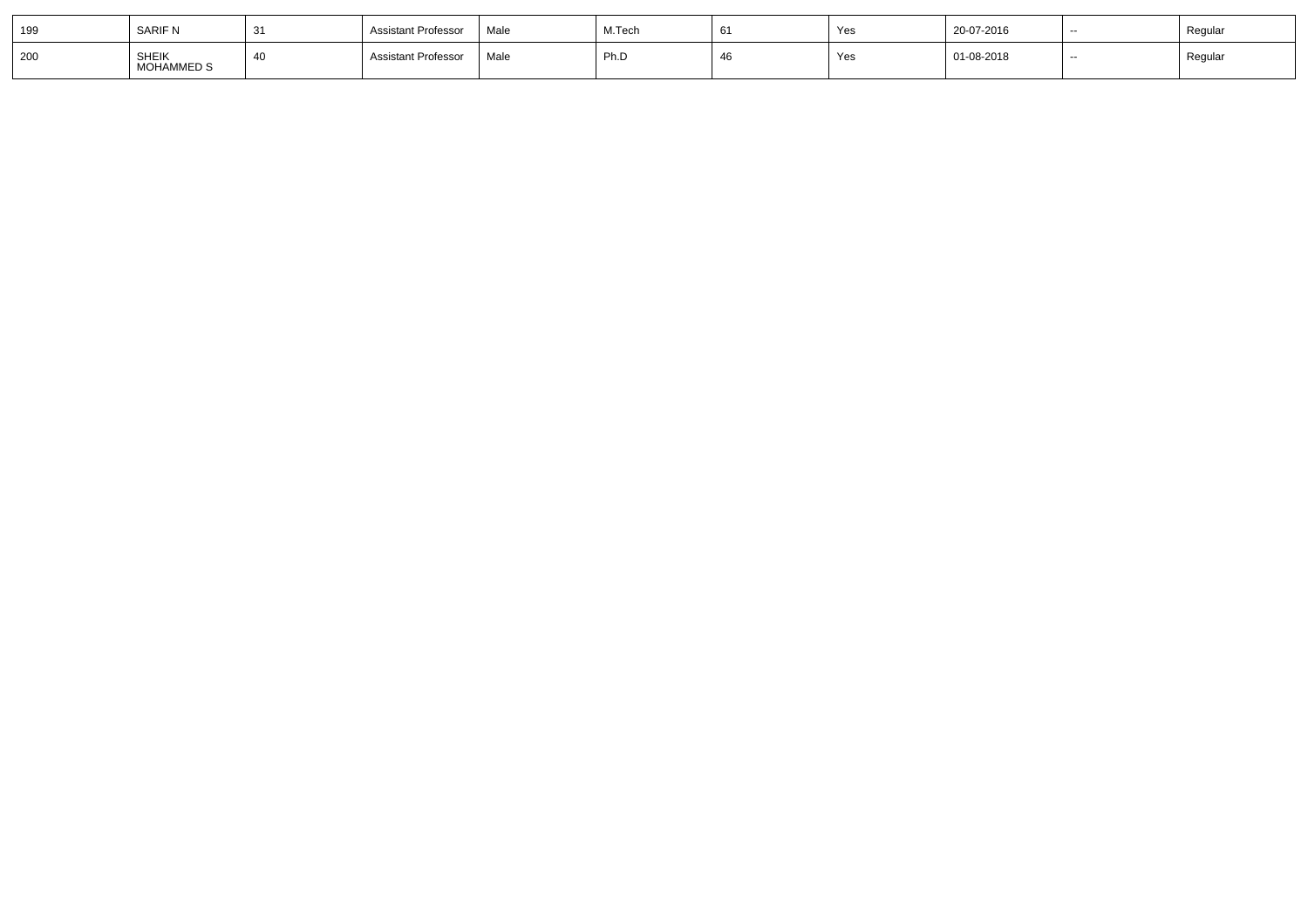| | | | | | | | | | | |
|---|---|---|---|---|---|---|---|---|---|---|
| 199 | SARIF N | 31 | Assistant Professor | Male | M.Tech | 61 | Yes | 20-07-2016 | -- | Regular |
| 200 | SHEIK MOHAMMED S | 40 | Assistant Professor | Male | Ph.D | 46 | Yes | 01-08-2018 | -- | Regular |